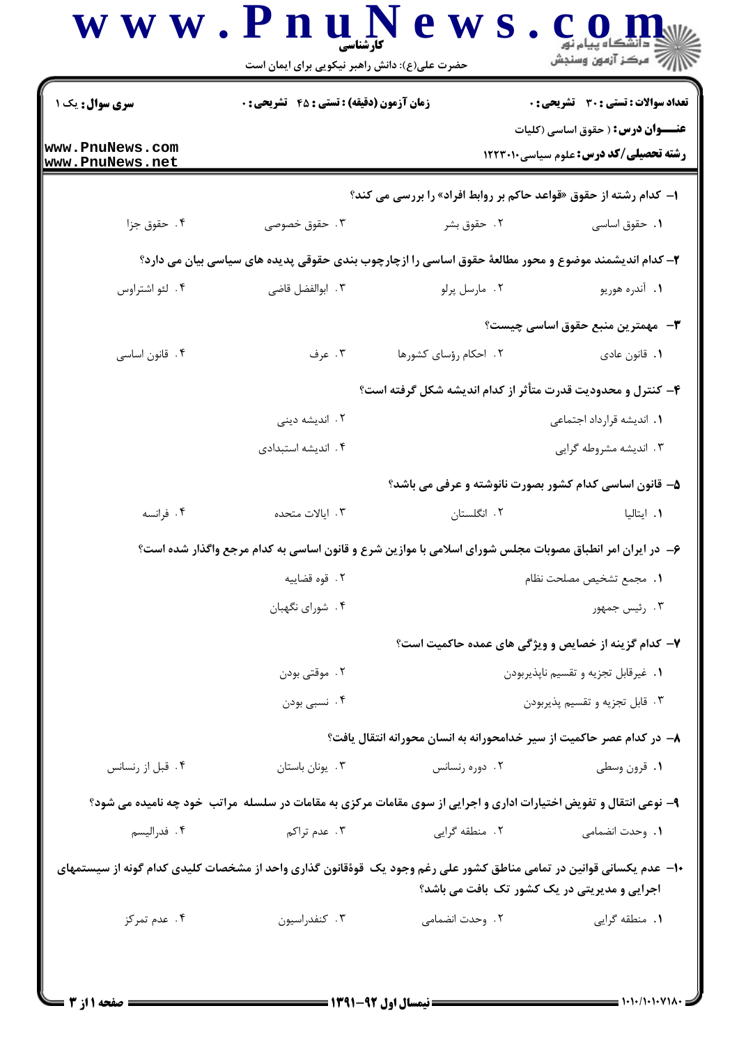**سری سوال:** یک ۱

**زمان آزمون (دقیقه) : تستی : ۴۵ تشریحی : ۰**

**تعداد سوالات : تستی : ۳۰ تشریحی : ۰**

**عنـــوان درس :** ( حقوق اساسی (کلیات

**رشته تحصیلی/کد درس :** علوم سیاسی۱۲۲۳۰۱۰

**۱– کدام رشته از حقوق «قواعد حاکم بر روابط افراد» را بررسی می کند؟**

۱. حقوق اساسی
۲. حقوق بشر
۳. حقوق خصوصی
۴. حقوق جزا

**۲– کدام اندیشمند موضوع و محور مطالعهٔ حقوق اساسی را ازچارچوب بندی حقوقی پدیده های سیاسی بیان می دارد؟**

۱. آندره هوریو
۲. مارسل پرلو
۳. ابوالفضل قاضی
۴. لئو اشتراوس

**۳– مهمترین منبع حقوق اساسی چیست؟**

۱. قانون عادی
۲. احکام رؤسای کشورها
۳. عرف
۴. قانون اساسی

**۴– کنترل و محدودیت قدرت متأثر از کدام اندیشه شکل گرفته است؟**

۱. اندیشه قرارداد اجتماعی
۲. اندیشه دینی
۳. اندیشه مشروطه گرایی
۴. اندیشه استبدادی

**۵– قانون اساسی کدام کشور بصورت نانوشته و عرفی می باشد؟**

۱. ایتالیا
۲. انگلستان
۳. ایالات متحده
۴. فرانسه

**۶– در ایران امر انطباق مصوبات مجلس شورای اسلامی با موازین شرع و قانون اساسی به کدام مرجع واگذار شده است؟**

۱. مجمع تشخیص مصلحت نظام
۲. قوه قضاییه
۳. رئیس جمهور
۴. شورای نگهبان

**۷– کدام گزینه از خصایص و ویژگی های عمده حاکمیت است؟**

۱. غیرقابل تجزیه و تقسیم ناپذیربودن
۲. موقتی بودن
۳. قابل تجزیه و تقسیم پذیربودن
۴. نسبی بودن

**۸– در کدام عصر حاکمیت از سیر خدامحورانه به انسان محورانه انتقال یافت؟**

۱. قرون وسطی
۲. دوره رنسانس
۳. یونان باستان
۴. قبل از رنسانس

**۹– نوعی انتقال و تفویض اختیارات اداری و اجرایی از سوی مقامات مرکزی به مقامات در سلسله مراتب خود چه نامیده می شود؟**

۱. وحدت انضمامی
۲. منطقه گرایی
۳. عدم تراکم
۴. فدرالیسم

**۱۰– عدم یکسانی قوانین در تمامی مناطق کشور علی رغم وجود یک قوۀقانون گذاری واحد از مشخصات کلیدی کدام گونه از سیستمهای اجرایی و مدیریتی در یک کشور تک بافت می باشد؟**

۱. منطقه گرایی
۲. وحدت انضمامی
۳. کنفدراسیون
۴. عدم تمرکز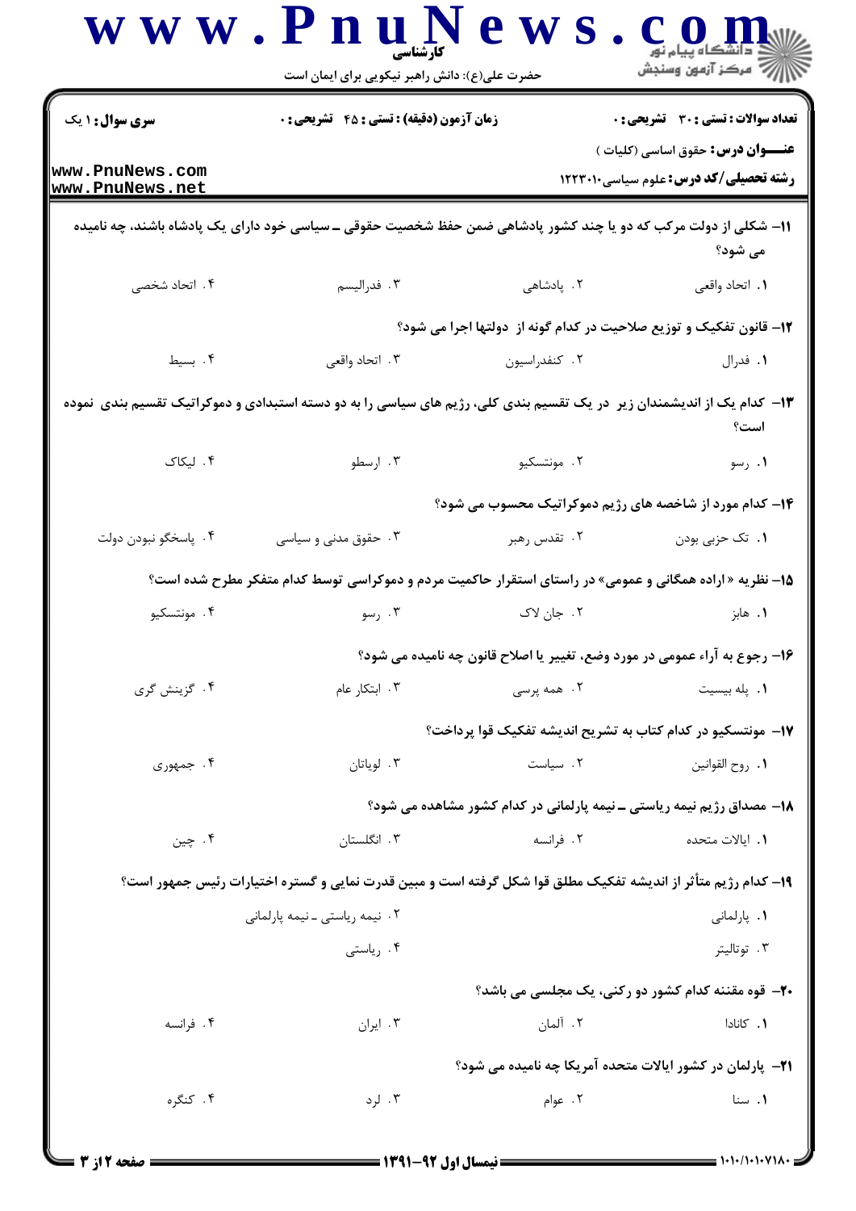**عنوان درس:** حقوق اساسی (کلیات)

**رشته تحصیلی/کد درس:** علوم سیاسی ۱۲۲۳۰۱۰

**سری سوال:** ۱ یک

**زمان آزمون (دقیقه) : تستی : ۴۵ تشریحی : ۰**

**تعداد سوالات : تستی : ۳۰ تشریحی : ۰**

۱۱- شکلی از دولت مرکب که دو یا چند کشور پادشاهی ضمن حفظ شخصیت حقوقی ـ سیاسی خود دارای یک پادشاه باشند، چه نامیده می شود؟

۱. اتحاد واقعی
۲. پادشاهی
۳. فدرالیسم
۴. اتحاد شخصی

۱۲- قانون تفکیک و توزیع صلاحیت در کدام گونه از دولتها اجرا می شود؟

۱. فدرال
۲. کنفدراسیون
۳. اتحاد واقعی
۴. بسیط

۱۳- کدام یک از اندیشمندان زیر در یک تقسیم بندی کلی، رژیم های سیاسی را به دو دسته استبدادی و دموکراتیک تقسیم بندی نموده است؟

۱. رسو
۲. مونتسکیو
۳. ارسطو
۴. لیکاک

۱۴- کدام مورد از شاخصه های رژیم دموکراتیک محسوب می شود؟

۱. تک حزبی بودن
۲. تقدس رهبر
۳. حقوق مدنی و سیاسی
۴. پاسخگو نبودن دولت

۱۵- نظریه « اراده همگانی و عمومی» در راستای استقرار حاکمیت مردم و دموکراسی توسط کدام متفکر مطرح شده است؟

۱. هابز
۲. جان لاک
۳. رسو
۴. مونتسکیو

۱۶- رجوع به آراء عمومی در مورد وضع، تغییر یا اصلاح قانون چه نامیده می شود؟

۱. پله بیسیت
۲. همه پرسی
۳. ابتکار عام
۴. گزینش گری

۱۷- مونتسکیو در کدام کتاب به تشریح اندیشه تفکیک قوا پرداخت؟

۱. روح القوانین
۲. سیاست
۳. لویاتان
۴. جمهوری

۱۸- مصداق رژیم نیمه ریاستی ـ نیمه پارلمانی در کدام کشور مشاهده می شود؟

۱. ایالات متحده
۲. فرانسه
۳. انگلستان
۴. چین

۱۹- کدام رژیم متأثر از اندیشه تفکیک مطلق قوا شکل گرفته است و مبین قدرت نمایی و گستره اختیارات رئیس جمهور است؟

۱. پارلمانی
۲. نیمه ریاستی ـ نیمه پارلمانی
۳. توتالیتر
۴. ریاستی

۲۰- قوه مقننه کدام کشور دو رکنی، یک مجلسی می باشد؟

۱. کانادا
۲. آلمان
۳. ایران
۴. فرانسه

۲۱- پارلمان در کشور ایالات متحده آمریکا چه نامیده می شود؟

۱. سنا
۲. عوام
۳. لرد
۴. کنگره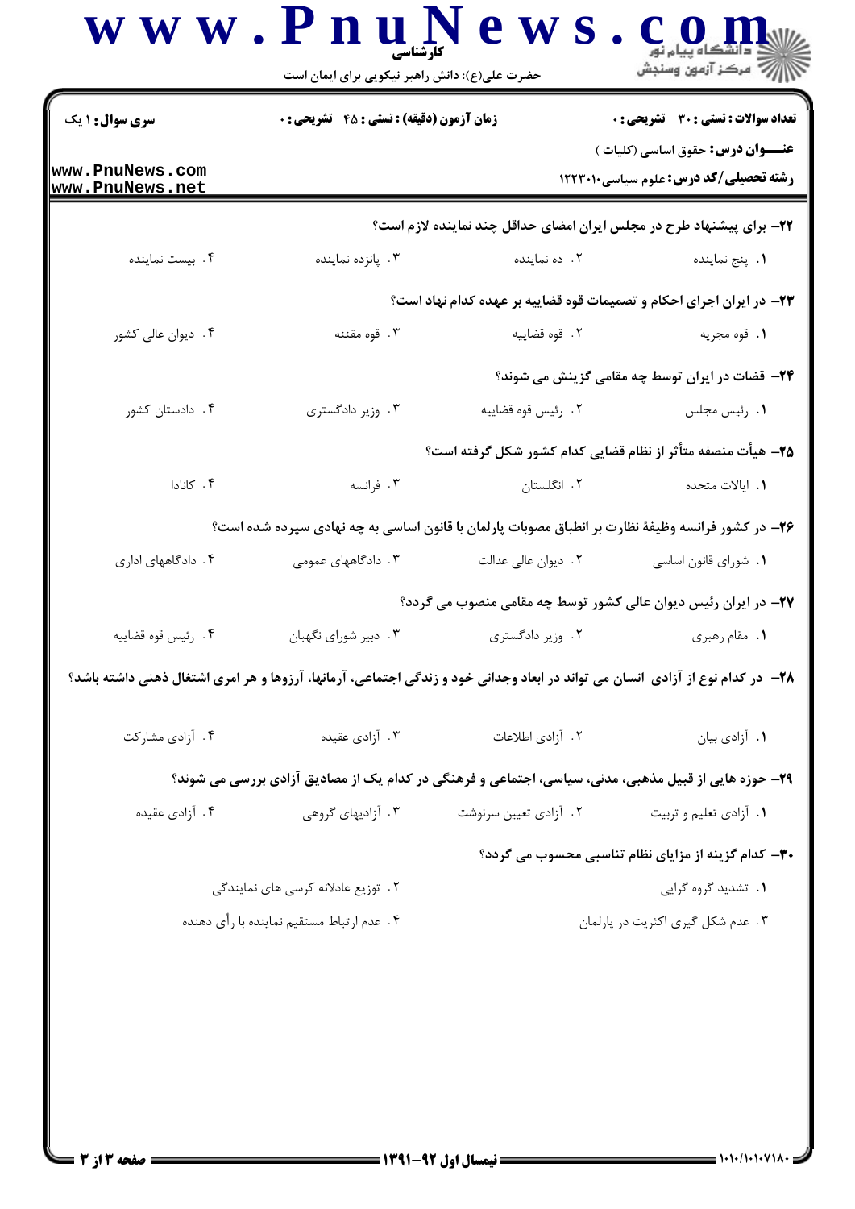**سری سوال:** ۱ یک

**زمان آزمون (دقیقه) : تستی : ۴۵ تشریحی : ۰**

**تعداد سوالات : تستی : ۳۰ تشریحی : ۰**

**عنـــوان درس:** حقوق اساسی (کلیات )

**رشته تحصیلی/کد درس:** علوم سیاسی۱۲۲۳۰۱۰

**۲۲**– برای پیشنهاد طرح در مجلس ایران امضای حداقل چند نماینده لازم است؟

۱. پنج نماینده
۲. ده نماینده
۳. پانزده نماینده
۴. بیست نماینده

**۲۳**– در ایران اجرای احکام و تصمیمات قوه قضاییه بر عهده کدام نهاد است؟

۱. قوه مجریه
۲. قوه قضاییه
۳. قوه مقننه
۴. دیوان عالی کشور

**۲۴**– قضات در ایران توسط چه مقامی گزینش می شوند؟

۱. رئیس مجلس
۲. رئیس قوه قضاییه
۳. وزیر دادگستری
۴. دادستان کشور

**۲۵**– هیأت منصفه متأثر از نظام قضایی کدام کشور شکل گرفته است؟

۱. ایالات متحده
۲. انگلستان
۳. فرانسه
۴. کانادا

**۲۶**– در کشور فرانسه وظیفهٔ نظارت بر انطباق مصوبات پارلمان با قانون اساسی به چه نهادی سپرده شده است؟

۱. شورای قانون اساسی
۲. دیوان عالی عدالت
۳. دادگاههای عمومی
۴. دادگاههای اداری

**۲۷**– در ایران رئیس دیوان عالی کشور توسط چه مقامی منصوب می گردد؟

۱. مقام رهبری
۲. وزیر دادگستری
۳. دبیر شورای نگهبان
۴. رئیس قوه قضاییه

**۲۸**– در کدام نوع از آزادی انسان می تواند در ابعاد وجدانی خود و زندگی اجتماعی، آرمانها، آرزوها و هر امری اشتغال ذهنی داشته باشد؟

۱. آزادی بیان
۲. آزادی اطلاعات
۳. آزادی عقیده
۴. آزادی مشارکت

**۲۹**– حوزه هایی از قبیل مذهبی، مدنی، سیاسی، اجتماعی و فرهنگی در کدام یک از مصادیق آزادی بررسی می شوند؟

۱. آزادی تعلیم و تربیت
۲. آزادی تعیین سرنوشت
۳. آزادیهای گروهی
۴. آزادی عقیده

**۳۰**– کدام گزینه از مزایای نظام تناسبی محسوب می گردد؟

۱. تشدید گروه گرایی
۲. توزیع عادلانه کرسی های نمایندگی
۳. عدم شکل گیری اکثریت در پارلمان
۴. عدم ارتباط مستقیم نماینده با رأی دهنده